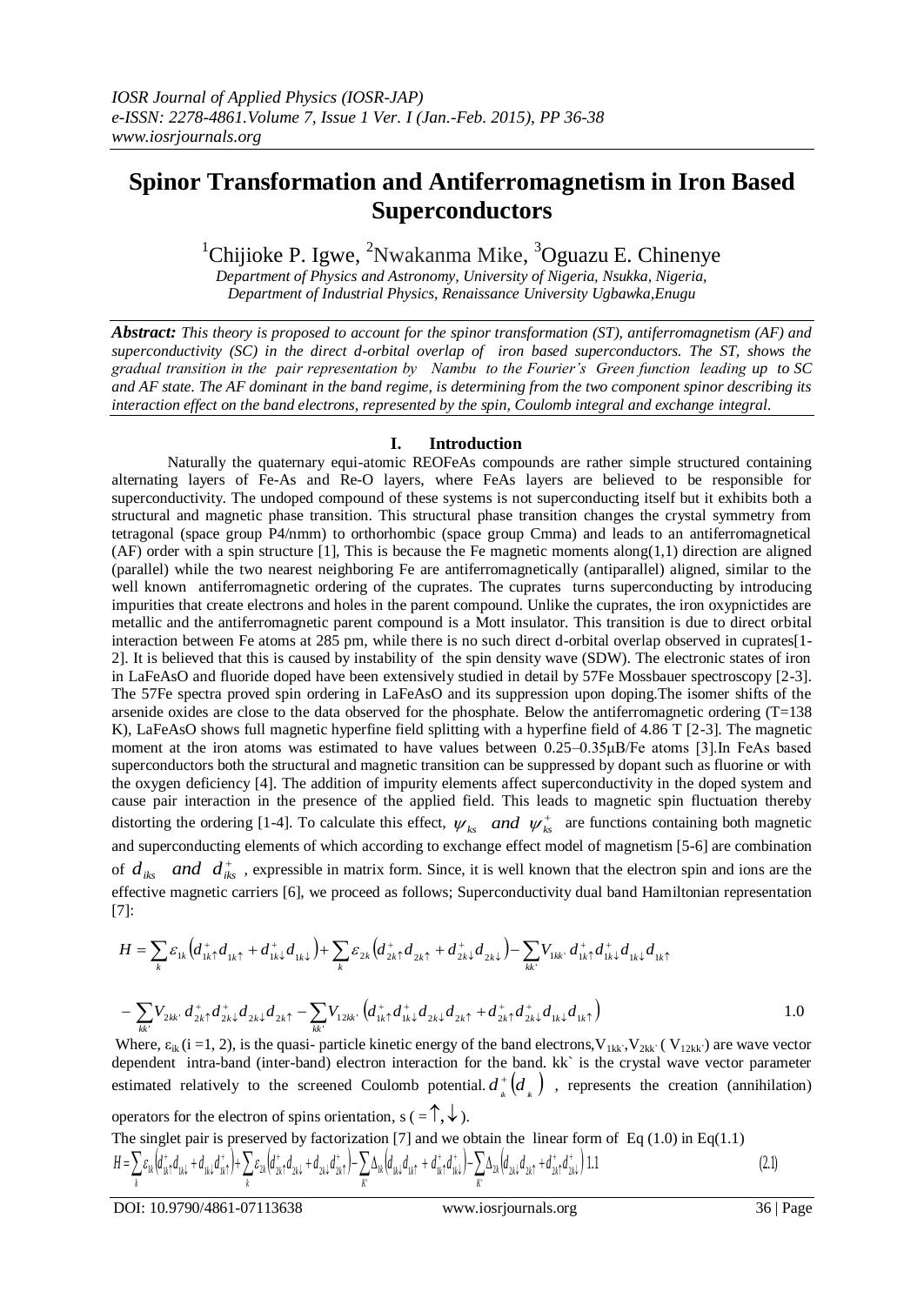# Spinor Transformation and Antiferromagnetism in Iron Based Superconductors

[1]Chijioke P. Igwe, [2]Nwakanma Mike, [3]Oguazu E. Chinenye

*Department of Physics and Astronomy, University of Nigeria, Nsukka, Nigeria,*
*Department of Industrial Physics, Renaissance University Ugbawka,Enugu*

***Abstract:*** *This theory is proposed to account for the spinor transformation (ST), antiferromagnetism (AF) and superconductivity (SC) in the direct d-orbital overlap of iron based superconductors. The ST, shows the gradual transition in the pair representation by Nambu to the Fourier's Green function leading up to SC and AF state. The AF dominant in the band regime, is determining from the two component spinor describing its interaction effect on the band electrons, represented by the spin, Coulomb integral and exchange integral.*

## I. Introduction

Naturally the quaternary equi-atomic REOFeAs compounds are rather simple structured containing alternating layers of Fe-As and Re-O layers, where FeAs layers are believed to be responsible for superconductivity. The undoped compound of these systems is not superconducting itself but it exhibits both a structural and magnetic phase transition. This structural phase transition changes the crystal symmetry from tetragonal (space group P4/nmm) to orthorhombic (space group Cmma) and leads to an antiferromagnetical (AF) order with a spin structure [1], This is because the Fe magnetic moments along(1,1) direction are aligned (parallel) while the two nearest neighboring Fe are antiferromagnetically (antiparallel) aligned, similar to the well known antiferromagnetic ordering of the cuprates. The cuprates turns superconducting by introducing impurities that create electrons and holes in the parent compound. Unlike the cuprates, the iron oxypnictides are metallic and the antiferromagnetic parent compound is a Mott insulator. This transition is due to direct orbital interaction between Fe atoms at 285 pm, while there is no such direct d-orbital overlap observed in cuprates[1-2]. It is believed that this is caused by instability of the spin density wave (SDW). The electronic states of iron in LaFeAsO and fluoride doped have been extensively studied in detail by 57Fe Mossbauer spectroscopy [2-3]. The 57Fe spectra proved spin ordering in LaFeAsO and its suppression upon doping.The isomer shifts of the arsenide oxides are close to the data observed for the phosphate. Below the antiferromagnetic ordering (T=138 K), LaFeAsO shows full magnetic hyperfine field splitting with a hyperfine field of 4.86 T [2-3]. The magnetic moment at the iron atoms was estimated to have values between 0.25–0.35μB/Fe atoms [3].In FeAs based superconductors both the structural and magnetic transition can be suppressed by dopant such as fluorine or with the oxygen deficiency [4]. The addition of impurity elements affect superconductivity in the doped system and cause pair interaction in the presence of the applied field. This leads to magnetic spin fluctuation thereby distorting the ordering [1-4]. To calculate this effect, $\psi_{ks}$ *and* $\psi^{+}_{ks}$ are functions containing both magnetic and superconducting elements of which according to exchange effect model of magnetism [5-6] are combination of $d_{iks}$ *and* $d^{+}_{iks}$ , expressible in matrix form. Since, it is well known that the electron spin and ions are the effective magnetic carriers [6], we proceed as follows; Superconductivity dual band Hamiltonian representation [7]:

$$H = \sum_{k}\varepsilon_{1k}\left(d^{+}_{1k\uparrow}d_{1k\uparrow} + d^{+}_{1k\downarrow}d_{1k\downarrow}\right) + \sum_{k}\varepsilon_{2k}\left(d^{+}_{2k\uparrow}d_{2k\uparrow} + d^{+}_{2k\downarrow}d_{2k\downarrow}\right) - \sum_{kk'}V_{1kk'}\, d^{+}_{1k\uparrow}d^{+}_{1k\downarrow}d_{1k\downarrow}d_{1k\uparrow}$$

$$- \sum_{kk'}V_{2kk'}\, d^{+}_{2k\uparrow}d^{+}_{2k\downarrow}d_{2k\downarrow}d_{2k\uparrow} - \sum_{kk'}V_{12kk'}\left(d^{+}_{1k\uparrow}d^{+}_{1k\downarrow}d_{2k\downarrow}d_{2k\uparrow} + d^{+}_{2k\uparrow}d^{+}_{2k\downarrow}d_{1k\downarrow}d_{1k\uparrow}\right) \qquad 1.0$$

Where, $\varepsilon_{ik}$ (i =1, 2), is the quasi- particle kinetic energy of the band electrons,$V_{1kk'}$,$V_{2kk'}$ ( $V_{12kk'}$) are wave vector dependent intra-band (inter-band) electron interaction for the band. kk` is the crystal wave vector parameter estimated relatively to the screened Coulomb potential. $d^{+}_{ik}\left(d_{ik}\right)$ , represents the creation (annihilation) operators for the electron of spins orientation, s ( $=\uparrow,\downarrow$ ).

The singlet pair is preserved by factorization [7] and we obtain the linear form of Eq (1.0) in Eq(1.1)

$$H = \sum_{k}\varepsilon_{1k}\left(d^{+}_{1k\uparrow}d_{1k\downarrow} + d_{1k\downarrow}d^{+}_{1k\uparrow}\right) + \sum_{k}\varepsilon_{2k}\left(d^{+}_{2k\uparrow}d_{2k\downarrow} + d_{2k\downarrow}d^{+}_{2k\uparrow}\right) - \sum_{K'}\Delta_{1k}\left(d_{1k\downarrow}d_{1k\uparrow} + d^{+}_{1k\uparrow}d^{+}_{1k\downarrow}\right) - \sum_{K'}\Delta_{2k}\left(d_{2k\downarrow}d_{2k\uparrow} + d^{+}_{2k\uparrow}d^{+}_{2k\downarrow}\right) \; 1.1 \qquad (2.1)$$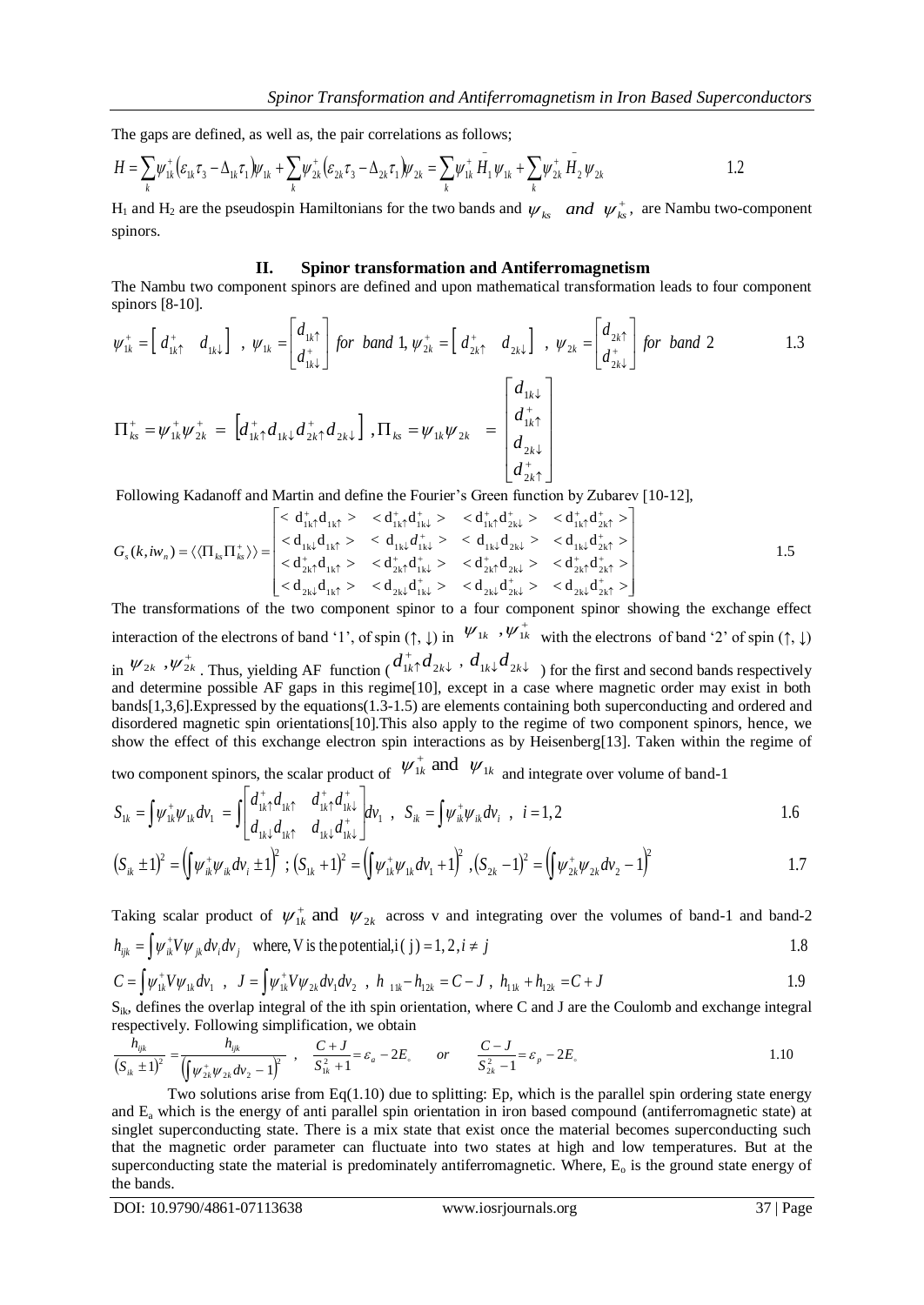The gaps are defined, as well as, the pair correlations as follows;

$$H = \sum_k \psi_{1k}^+ \left(\varepsilon_{1k}\tau_3 - \Delta_{1k}\tau_1\right)\psi_{1k} + \sum_k \psi_{2k}^+ \left(\varepsilon_{2k}\tau_3 - \Delta_{2k}\tau_1\right)\psi_{2k} = \sum_k \psi_{1k}^+ \bar{H}_1 \psi_{1k} + \sum_k \psi_{2k}^+ \bar{H}_2 \psi_{2k} \qquad 1.2$$

$H_1$ and $H_2$ are the pseudospin Hamiltonians for the two bands and $\psi_{ks}$ *and* $\psi_{ks}^+$, are Nambu two-component spinors.

## II. Spinor transformation and Antiferromagnetism

The Nambu two component spinors are defined and upon mathematical transformation leads to four component spinors [8-10].

$$\psi_{1k}^+ = \begin{bmatrix} d_{1k\uparrow}^+ & d_{1k\downarrow} \end{bmatrix} \;,\; \psi_{1k} = \begin{bmatrix} d_{1k\uparrow} \\ d_{1k\downarrow}^+ \end{bmatrix} \; for \;\; band\; 1, \psi_{2k}^+ = \begin{bmatrix} d_{2k\uparrow}^+ & d_{2k\downarrow} \end{bmatrix} \;,\; \psi_{2k} = \begin{bmatrix} d_{2k\uparrow} \\ d_{2k\downarrow}^+ \end{bmatrix} \; for \;\; band\; 2 \qquad 1.3$$

$$\Pi_{ks}^+ = \psi_{1k}^+ \psi_{2k}^+ = \begin{bmatrix} d_{1k\uparrow}^+ d_{1k\downarrow} d_{2k\uparrow}^+ d_{2k\downarrow} \end{bmatrix} \;, \Pi_{ks} = \psi_{1k}\psi_{2k} \;\; = \begin{bmatrix} d_{1k\downarrow} \\ d_{1k\uparrow}^+ \\ d_{2k\downarrow} \\ d_{2k\uparrow}^+ \end{bmatrix}$$

Following Kadanoff and Martin and define the Fourier's Green function by Zubarev [10-12],

$$G_s(k, iw_n) = \langle\langle \Pi_{ks} \Pi_{ks}^+ \rangle\rangle = \begin{bmatrix} < d_{1k\uparrow}^+ d_{1k\uparrow} > & < d_{1k\uparrow}^+ d_{1k\downarrow}^+ > & < d_{1k\uparrow}^+ d_{2k\downarrow}^+ > & < d_{1k\uparrow}^+ d_{2k\uparrow}^+ > \\ < d_{1k\downarrow} d_{1k\uparrow} > & < d_{1k\downarrow} d_{1k\downarrow}^+ > & < d_{1k\downarrow} d_{2k\downarrow} > & < d_{1k\downarrow} d_{2k\uparrow}^+ > \\ < d_{2k\uparrow}^+ d_{1k\uparrow} > & < d_{2k\uparrow}^+ d_{1k\downarrow}^+ > & < d_{2k\uparrow}^+ d_{2k\downarrow} > & < d_{2k\uparrow}^+ d_{2k\uparrow}^+ > \\ < d_{2k\downarrow} d_{1k\uparrow} > & < d_{2k\downarrow} d_{1k\downarrow}^+ > & < d_{2k\downarrow} d_{2k\downarrow}^+ > & < d_{2k\downarrow} d_{2k\uparrow}^+ > \end{bmatrix} \qquad 1.5$$

The transformations of the two component spinor to a four component spinor showing the exchange effect interaction of the electrons of band '1', of spin (↑, ↓) in $\psi_{1k}$ ,$\psi_{1k}^+$ with the electrons of band '2' of spin (↑, ↓) in $\psi_{2k}$ ,$\psi_{2k}^+$. Thus, yielding AF function ($d_{1k\uparrow}^+ d_{2k\downarrow}$ , $d_{1k\downarrow} d_{2k\downarrow}$ ) for the first and second bands respectively and determine possible AF gaps in this regime[10], except in a case where magnetic order may exist in both bands[1,3,6].Expressed by the equations(1.3-1.5) are elements containing both superconducting and ordered and disordered magnetic spin orientations[10].This also apply to the regime of two component spinors, hence, we show the effect of this exchange electron spin interactions as by Heisenberg[13]. Taken within the regime of two component spinors, the scalar product of $\psi_{1k}^+$ and $\psi_{1k}$ and integrate over volume of band-1

$$S_{1k} = \int \psi_{1k}^+ \psi_{1k} dv_1 = \int \begin{bmatrix} d_{1k\uparrow}^+ d_{1k\uparrow} & d_{1k\uparrow}^+ d_{1k\downarrow}^+ \\ d_{1k\downarrow} d_{1k\uparrow} & d_{1k\downarrow} d_{1k\downarrow}^+ \end{bmatrix} dv_1 \;,\; S_{ik} = \int \psi_{ik}^+ \psi_{ik} dv_i \;,\; i = 1,2 \qquad 1.6$$

$$\left(S_{ik} \pm 1\right)^2 = \left(\int \psi_{ik}^+ \psi_{ik} dv_i \pm 1\right)^2 \;;\; \left(S_{1k} + 1\right)^2 = \left(\int \psi_{1k}^+ \psi_{1k} dv_1 + 1\right)^2 \;, \left(S_{2k} - 1\right)^2 = \left(\int \psi_{2k}^+ \psi_{2k} dv_2 - 1\right)^2 \qquad 1.7$$

Taking scalar product of $\psi_{1k}^+$ and $\psi_{2k}$ across v and integrating over the volumes of band-1 and band-2

$$h_{ijk} = \int \psi_{ik}^+ V \psi_{jk} dv_i dv_j \quad \text{where, V is the potential,i ( j) = 1, 2}, i \neq j \qquad 1.8$$

$$C = \int \psi_{1k}^+ V \psi_{1k} dv_1 \;,\; J = \int \psi_{1k}^+ V \psi_{2k} dv_1 dv_2 \;,\; h_{\,11k} - h_{12k} = C - J \;,\; h_{11k} + h_{12k} = C + J \qquad 1.9$$

$S_{ik}$, defines the overlap integral of the ith spin orientation, where C and J are the Coulomb and exchange integral respectively. Following simplification, we obtain

$$\frac{h_{ijk}}{\left(S_{ik} \pm 1\right)^2} = \frac{h_{ijk}}{\left(\int \psi_{2k}^+ \psi_{2k} dv_2 - 1\right)^2} \;,\; \frac{C + J}{S_{1k}^2 + 1} = \varepsilon_a - 2E_\circ \quad or \quad \frac{C - J}{S_{2k}^2 - 1} = \varepsilon_p - 2E_\circ \qquad 1.10$$

Two solutions arise from Eq(1.10) due to splitting: Ep, which is the parallel spin ordering state energy and $E_a$ which is the energy of anti parallel spin orientation in iron based compound (antiferromagnetic state) at singlet superconducting state. There is a mix state that exist once the material becomes superconducting such that the magnetic order parameter can fluctuate into two states at high and low temperatures. But at the superconducting state the material is predominately antiferromagnetic. Where, $E_o$ is the ground state energy of the bands.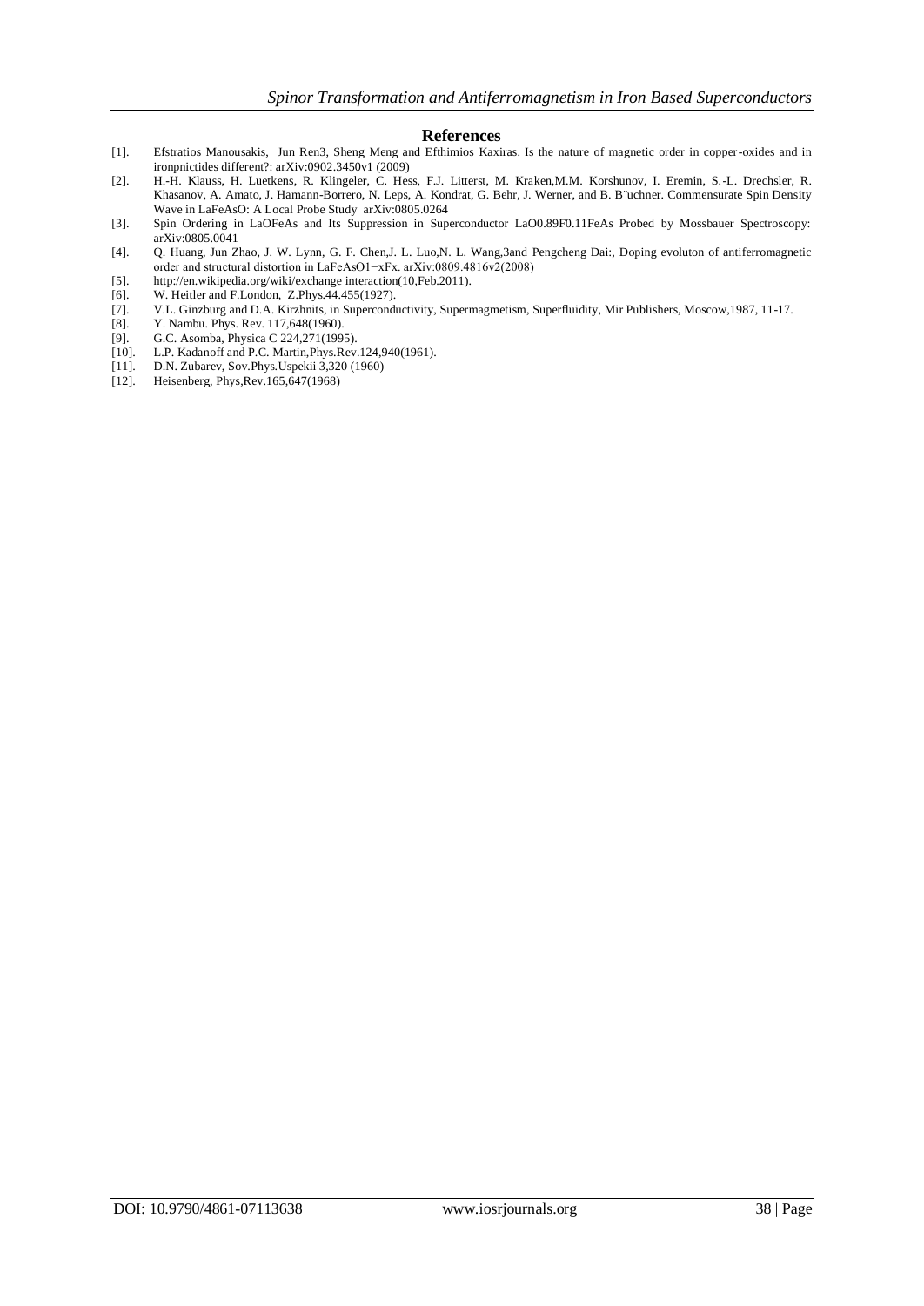## References

[1]. Efstratios Manousakis, Jun Ren3, Sheng Meng and Efthimios Kaxiras. Is the nature of magnetic order in copper-oxides and in ironpnictides different?: arXiv:0902.3450v1 (2009)

[2]. H.-H. Klauss, H. Luetkens, R. Klingeler, C. Hess, F.J. Litterst, M. Kraken,M.M. Korshunov, I. Eremin, S.-L. Drechsler, R. Khasanov, A. Amato, J. Hamann-Borrero, N. Leps, A. Kondrat, G. Behr, J. Werner, and B. B¨uchner. Commensurate Spin Density Wave in LaFeAsO: A Local Probe Study arXiv:0805.0264

[3]. Spin Ordering in LaOFeAs and Its Suppression in Superconductor LaO0.89F0.11FeAs Probed by Mossbauer Spectroscopy: arXiv:0805.0041

[4]. Q. Huang, Jun Zhao, J. W. Lynn, G. F. Chen,J. L. Luo,N. L. Wang,3and Pengcheng Dai:, Doping evoluton of antiferromagnetic order and structural distortion in LaFeAsO1−xFx. arXiv:0809.4816v2(2008)

[5]. http://en.wikipedia.org/wiki/exchange interaction(10,Feb.2011).

[6]. W. Heitler and F.London, Z.Phys.44.455(1927).

[7]. V.L. Ginzburg and D.A. Kirzhnits, in Superconductivity, Supermagmetism, Superfluidity, Mir Publishers, Moscow,1987, 11-17.

[8]. Y. Nambu. Phys. Rev. 117,648(1960).

[9]. G.C. Asomba, Physica C 224,271(1995).

[10]. L.P. Kadanoff and P.C. Martin,Phys.Rev.124,940(1961).

[11]. D.N. Zubarev, Sov.Phys.Uspekii 3,320 (1960)

[12]. Heisenberg, Phys,Rev.165,647(1968)